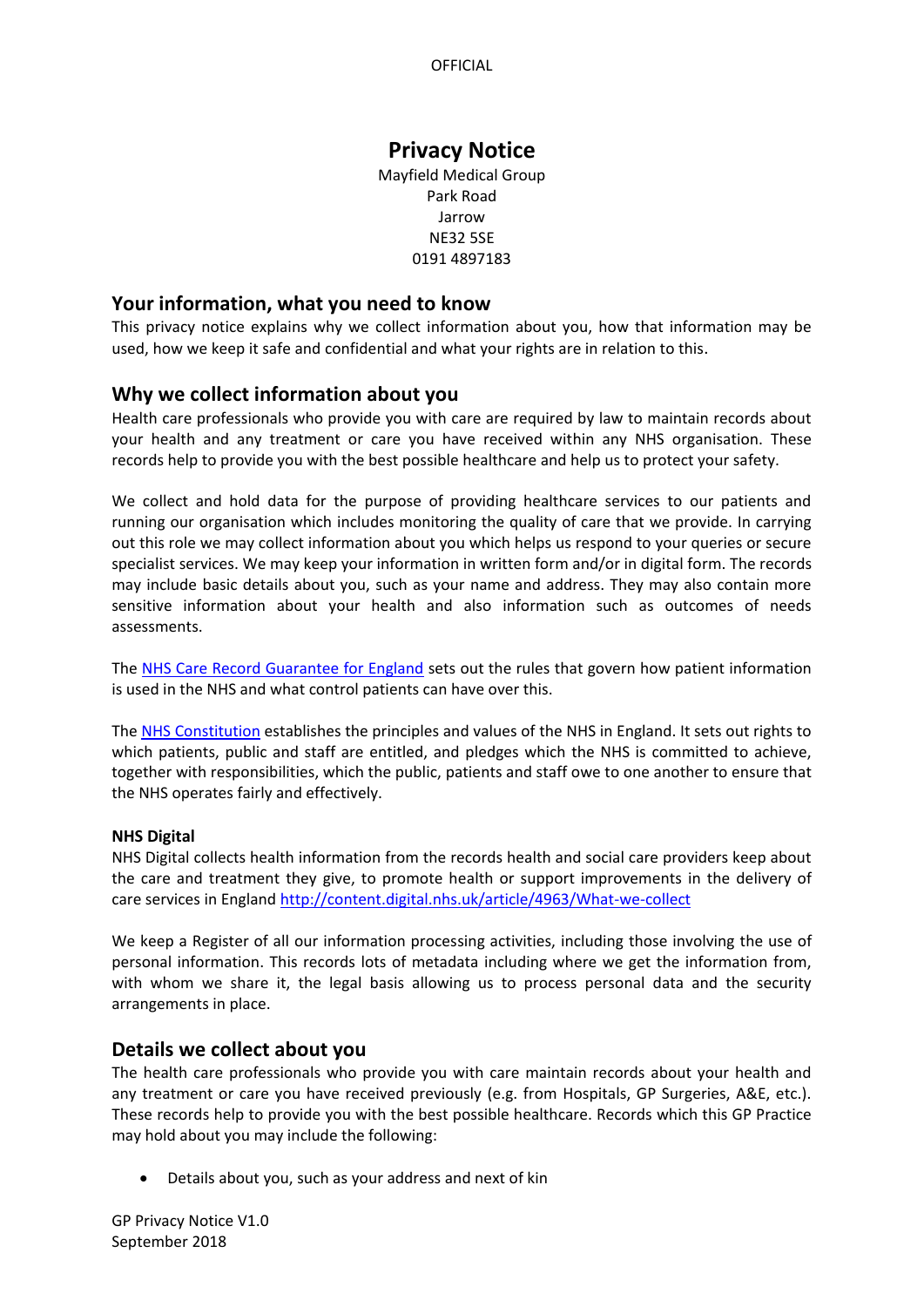# Privacy Notice

Mayfield Medical Group
Park Road
Jarrow
NE32 5SE
0191 4897183

## Your information, what you need to know

This privacy notice explains why we collect information about you, how that information may be used, how we keep it safe and confidential and what your rights are in relation to this.

## Why we collect information about you

Health care professionals who provide you with care are required by law to maintain records about your health and any treatment or care you have received within any NHS organisation. These records help to provide you with the best possible healthcare and help us to protect your safety.

We collect and hold data for the purpose of providing healthcare services to our patients and running our organisation which includes monitoring the quality of care that we provide. In carrying out this role we may collect information about you which helps us respond to your queries or secure specialist services. We may keep your information in written form and/or in digital form. The records may include basic details about you, such as your name and address. They may also contain more sensitive information about your health and also information such as outcomes of needs assessments.

The NHS Care Record Guarantee for England sets out the rules that govern how patient information is used in the NHS and what control patients can have over this.

The NHS Constitution establishes the principles and values of the NHS in England. It sets out rights to which patients, public and staff are entitled, and pledges which the NHS is committed to achieve, together with responsibilities, which the public, patients and staff owe to one another to ensure that the NHS operates fairly and effectively.

**NHS Digital**

NHS Digital collects health information from the records health and social care providers keep about the care and treatment they give, to promote health or support improvements in the delivery of care services in England http://content.digital.nhs.uk/article/4963/What-we-collect

We keep a Register of all our information processing activities, including those involving the use of personal information. This records lots of metadata including where we get the information from, with whom we share it, the legal basis allowing us to process personal data and the security arrangements in place.

## Details we collect about you

The health care professionals who provide you with care maintain records about your health and any treatment or care you have received previously (e.g. from Hospitals, GP Surgeries, A&E, etc.). These records help to provide you with the best possible healthcare. Records which this GP Practice may hold about you may include the following:

- Details about you, such as your address and next of kin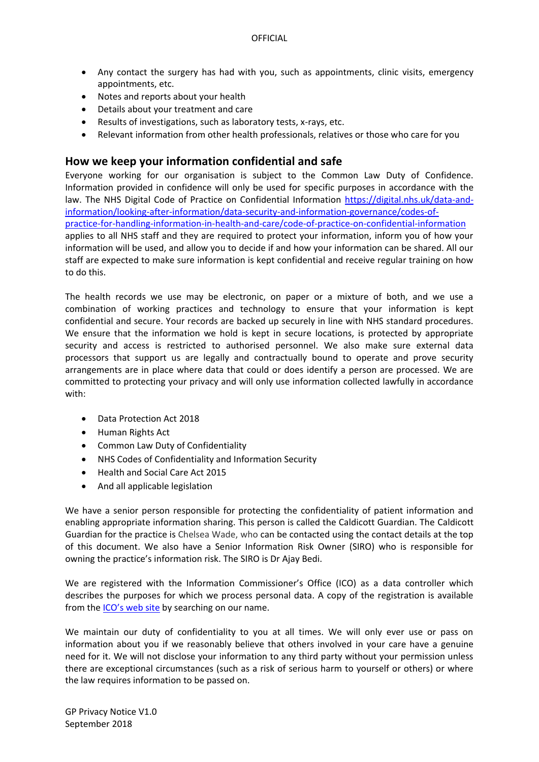- Any contact the surgery has had with you, such as appointments, clinic visits, emergency appointments, etc.
- Notes and reports about your health
- Details about your treatment and care
- Results of investigations, such as laboratory tests, x-rays, etc.
- Relevant information from other health professionals, relatives or those who care for you

## How we keep your information confidential and safe

Everyone working for our organisation is subject to the Common Law Duty of Confidence. Information provided in confidence will only be used for specific purposes in accordance with the law. The NHS Digital Code of Practice on Confidential Information [https://digital.nhs.uk/data-and-information/looking-after-information/data-security-and-information-governance/codes-of-practice-for-handling-information-in-health-and-care/code-of-practice-on-confidential-information](https://digital.nhs.uk/data-and-information/looking-after-information/data-security-and-information-governance/codes-of-practice-for-handling-information-in-health-and-care/code-of-practice-on-confidential-information) applies to all NHS staff and they are required to protect your information, inform you of how your information will be used, and allow you to decide if and how your information can be shared. All our staff are expected to make sure information is kept confidential and receive regular training on how to do this.

The health records we use may be electronic, on paper or a mixture of both, and we use a combination of working practices and technology to ensure that your information is kept confidential and secure. Your records are backed up securely in line with NHS standard procedures. We ensure that the information we hold is kept in secure locations, is protected by appropriate security and access is restricted to authorised personnel. We also make sure external data processors that support us are legally and contractually bound to operate and prove security arrangements are in place where data that could or does identify a person are processed. We are committed to protecting your privacy and will only use information collected lawfully in accordance with:

- Data Protection Act 2018
- Human Rights Act
- Common Law Duty of Confidentiality
- NHS Codes of Confidentiality and Information Security
- Health and Social Care Act 2015
- And all applicable legislation

We have a senior person responsible for protecting the confidentiality of patient information and enabling appropriate information sharing. This person is called the Caldicott Guardian. The Caldicott Guardian for the practice is Chelsea Wade, who can be contacted using the contact details at the top of this document. We also have a Senior Information Risk Owner (SIRO) who is responsible for owning the practice's information risk. The SIRO is Dr Ajay Bedi.

We are registered with the Information Commissioner's Office (ICO) as a data controller which describes the purposes for which we process personal data. A copy of the registration is available from the ICO's web site by searching on our name.

We maintain our duty of confidentiality to you at all times. We will only ever use or pass on information about you if we reasonably believe that others involved in your care have a genuine need for it. We will not disclose your information to any third party without your permission unless there are exceptional circumstances (such as a risk of serious harm to yourself or others) or where the law requires information to be passed on.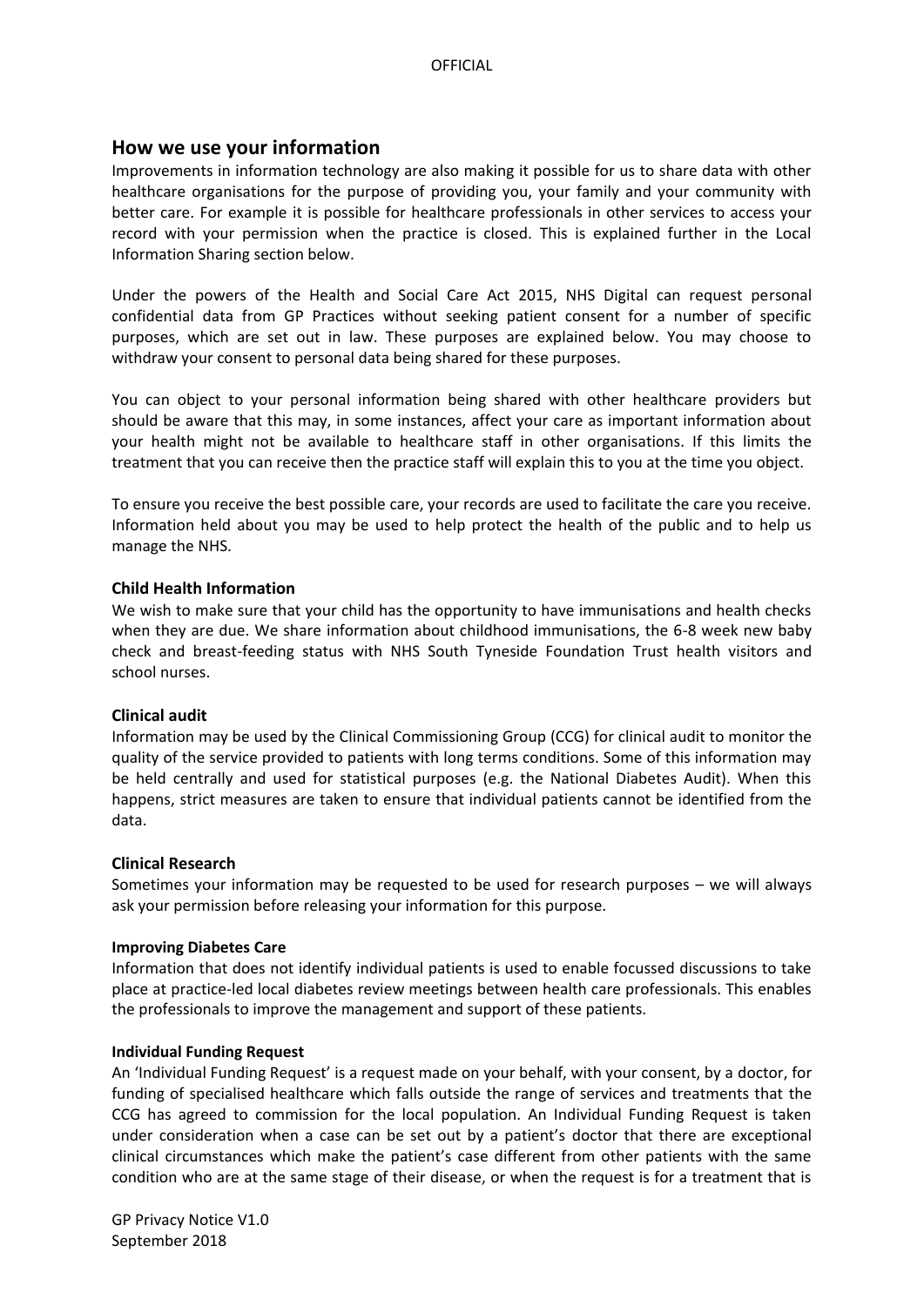## How we use your information

Improvements in information technology are also making it possible for us to share data with other healthcare organisations for the purpose of providing you, your family and your community with better care. For example it is possible for healthcare professionals in other services to access your record with your permission when the practice is closed. This is explained further in the Local Information Sharing section below.

Under the powers of the Health and Social Care Act 2015, NHS Digital can request personal confidential data from GP Practices without seeking patient consent for a number of specific purposes, which are set out in law. These purposes are explained below. You may choose to withdraw your consent to personal data being shared for these purposes.

You can object to your personal information being shared with other healthcare providers but should be aware that this may, in some instances, affect your care as important information about your health might not be available to healthcare staff in other organisations. If this limits the treatment that you can receive then the practice staff will explain this to you at the time you object.

To ensure you receive the best possible care, your records are used to facilitate the care you receive. Information held about you may be used to help protect the health of the public and to help us manage the NHS.

**Child Health Information**

We wish to make sure that your child has the opportunity to have immunisations and health checks when they are due. We share information about childhood immunisations, the 6-8 week new baby check and breast-feeding status with NHS South Tyneside Foundation Trust health visitors and school nurses.

**Clinical audit**

Information may be used by the Clinical Commissioning Group (CCG) for clinical audit to monitor the quality of the service provided to patients with long terms conditions. Some of this information may be held centrally and used for statistical purposes (e.g. the National Diabetes Audit). When this happens, strict measures are taken to ensure that individual patients cannot be identified from the data.

**Clinical Research**

Sometimes your information may be requested to be used for research purposes – we will always ask your permission before releasing your information for this purpose.

**Improving Diabetes Care**

Information that does not identify individual patients is used to enable focussed discussions to take place at practice-led local diabetes review meetings between health care professionals. This enables the professionals to improve the management and support of these patients.

**Individual Funding Request**

An 'Individual Funding Request' is a request made on your behalf, with your consent, by a doctor, for funding of specialised healthcare which falls outside the range of services and treatments that the CCG has agreed to commission for the local population. An Individual Funding Request is taken under consideration when a case can be set out by a patient's doctor that there are exceptional clinical circumstances which make the patient's case different from other patients with the same condition who are at the same stage of their disease, or when the request is for a treatment that is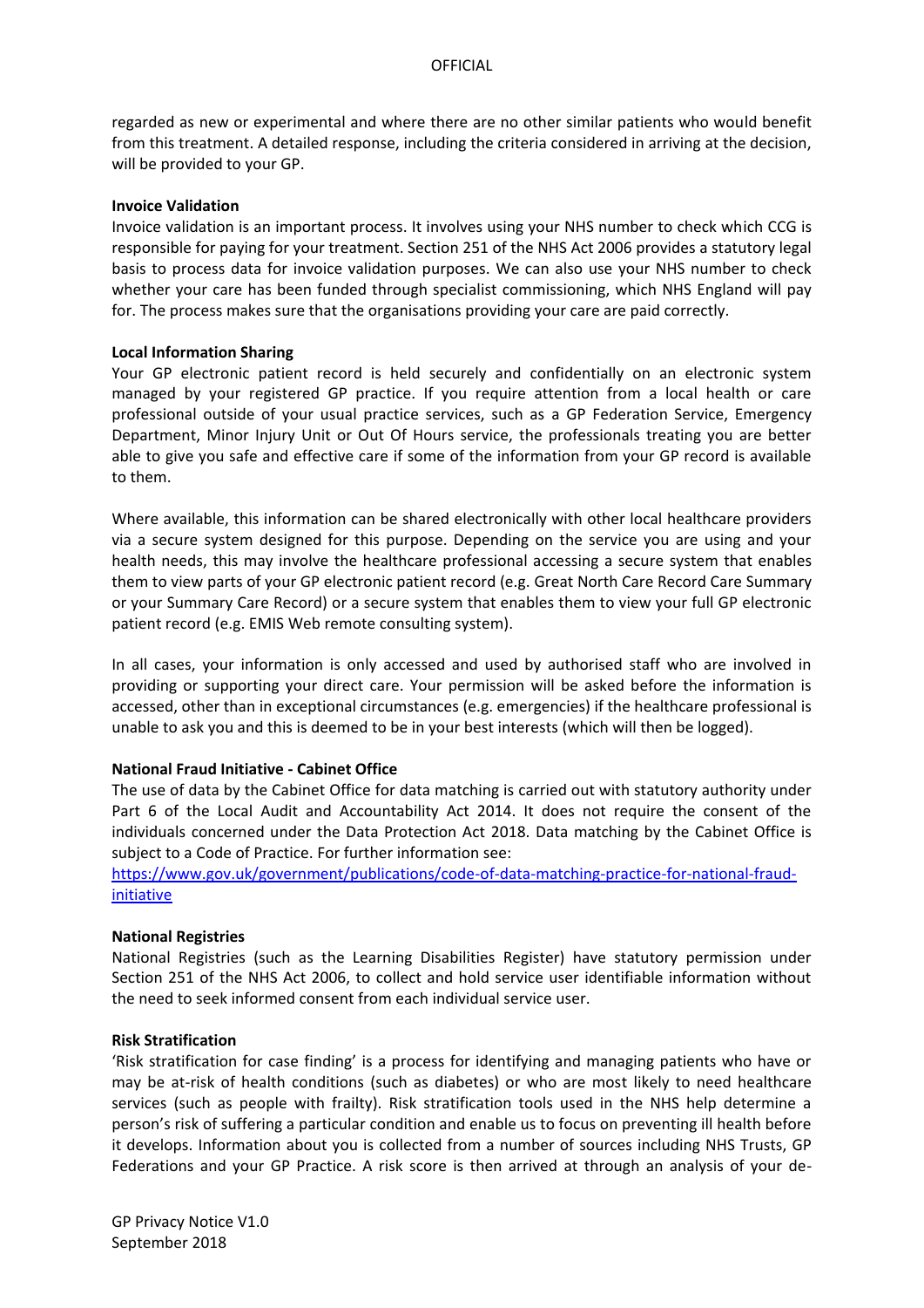regarded as new or experimental and where there are no other similar patients who would benefit from this treatment. A detailed response, including the criteria considered in arriving at the decision, will be provided to your GP.

**Invoice Validation**

Invoice validation is an important process. It involves using your NHS number to check which CCG is responsible for paying for your treatment. Section 251 of the NHS Act 2006 provides a statutory legal basis to process data for invoice validation purposes. We can also use your NHS number to check whether your care has been funded through specialist commissioning, which NHS England will pay for. The process makes sure that the organisations providing your care are paid correctly.

**Local Information Sharing**

Your GP electronic patient record is held securely and confidentially on an electronic system managed by your registered GP practice. If you require attention from a local health or care professional outside of your usual practice services, such as a GP Federation Service, Emergency Department, Minor Injury Unit or Out Of Hours service, the professionals treating you are better able to give you safe and effective care if some of the information from your GP record is available to them.

Where available, this information can be shared electronically with other local healthcare providers via a secure system designed for this purpose. Depending on the service you are using and your health needs, this may involve the healthcare professional accessing a secure system that enables them to view parts of your GP electronic patient record (e.g. Great North Care Record Care Summary or your Summary Care Record) or a secure system that enables them to view your full GP electronic patient record (e.g. EMIS Web remote consulting system).

In all cases, your information is only accessed and used by authorised staff who are involved in providing or supporting your direct care. Your permission will be asked before the information is accessed, other than in exceptional circumstances (e.g. emergencies) if the healthcare professional is unable to ask you and this is deemed to be in your best interests (which will then be logged).

**National Fraud Initiative - Cabinet Office**

The use of data by the Cabinet Office for data matching is carried out with statutory authority under Part 6 of the Local Audit and Accountability Act 2014. It does not require the consent of the individuals concerned under the Data Protection Act 2018. Data matching by the Cabinet Office is subject to a Code of Practice. For further information see:
[https://www.gov.uk/government/publications/code-of-data-matching-practice-for-national-fraud-initiative](https://www.gov.uk/government/publications/code-of-data-matching-practice-for-national-fraud-initiative)

**National Registries**

National Registries (such as the Learning Disabilities Register) have statutory permission under Section 251 of the NHS Act 2006, to collect and hold service user identifiable information without the need to seek informed consent from each individual service user.

**Risk Stratification**

'Risk stratification for case finding' is a process for identifying and managing patients who have or may be at-risk of health conditions (such as diabetes) or who are most likely to need healthcare services (such as people with frailty). Risk stratification tools used in the NHS help determine a person's risk of suffering a particular condition and enable us to focus on preventing ill health before it develops. Information about you is collected from a number of sources including NHS Trusts, GP Federations and your GP Practice. A risk score is then arrived at through an analysis of your de-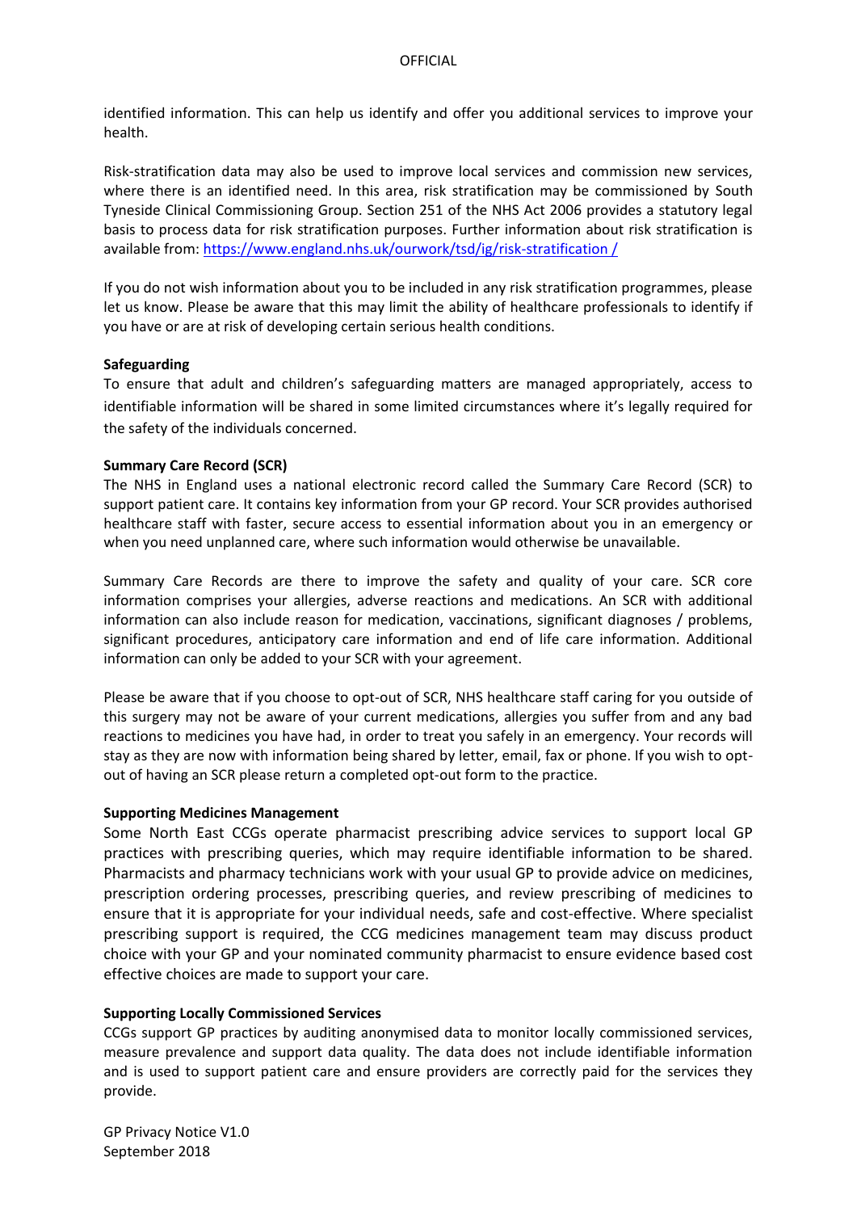identified information. This can help us identify and offer you additional services to improve your health.

Risk-stratification data may also be used to improve local services and commission new services, where there is an identified need. In this area, risk stratification may be commissioned by South Tyneside Clinical Commissioning Group. Section 251 of the NHS Act 2006 provides a statutory legal basis to process data for risk stratification purposes. Further information about risk stratification is available from: [https://www.england.nhs.uk/ourwork/tsd/ig/risk-stratification /](https://www.england.nhs.uk/ourwork/tsd/ig/risk-stratification/)

If you do not wish information about you to be included in any risk stratification programmes, please let us know. Please be aware that this may limit the ability of healthcare professionals to identify if you have or are at risk of developing certain serious health conditions.

**Safeguarding**

To ensure that adult and children's safeguarding matters are managed appropriately, access to identifiable information will be shared in some limited circumstances where it's legally required for the safety of the individuals concerned.

**Summary Care Record (SCR)**

The NHS in England uses a national electronic record called the Summary Care Record (SCR) to support patient care. It contains key information from your GP record. Your SCR provides authorised healthcare staff with faster, secure access to essential information about you in an emergency or when you need unplanned care, where such information would otherwise be unavailable.

Summary Care Records are there to improve the safety and quality of your care. SCR core information comprises your allergies, adverse reactions and medications. An SCR with additional information can also include reason for medication, vaccinations, significant diagnoses / problems, significant procedures, anticipatory care information and end of life care information. Additional information can only be added to your SCR with your agreement.

Please be aware that if you choose to opt-out of SCR, NHS healthcare staff caring for you outside of this surgery may not be aware of your current medications, allergies you suffer from and any bad reactions to medicines you have had, in order to treat you safely in an emergency. Your records will stay as they are now with information being shared by letter, email, fax or phone. If you wish to opt-out of having an SCR please return a completed opt-out form to the practice.

**Supporting Medicines Management**

Some North East CCGs operate pharmacist prescribing advice services to support local GP practices with prescribing queries, which may require identifiable information to be shared. Pharmacists and pharmacy technicians work with your usual GP to provide advice on medicines, prescription ordering processes, prescribing queries, and review prescribing of medicines to ensure that it is appropriate for your individual needs, safe and cost-effective. Where specialist prescribing support is required, the CCG medicines management team may discuss product choice with your GP and your nominated community pharmacist to ensure evidence based cost effective choices are made to support your care.

**Supporting Locally Commissioned Services**

CCGs support GP practices by auditing anonymised data to monitor locally commissioned services, measure prevalence and support data quality. The data does not include identifiable information and is used to support patient care and ensure providers are correctly paid for the services they provide.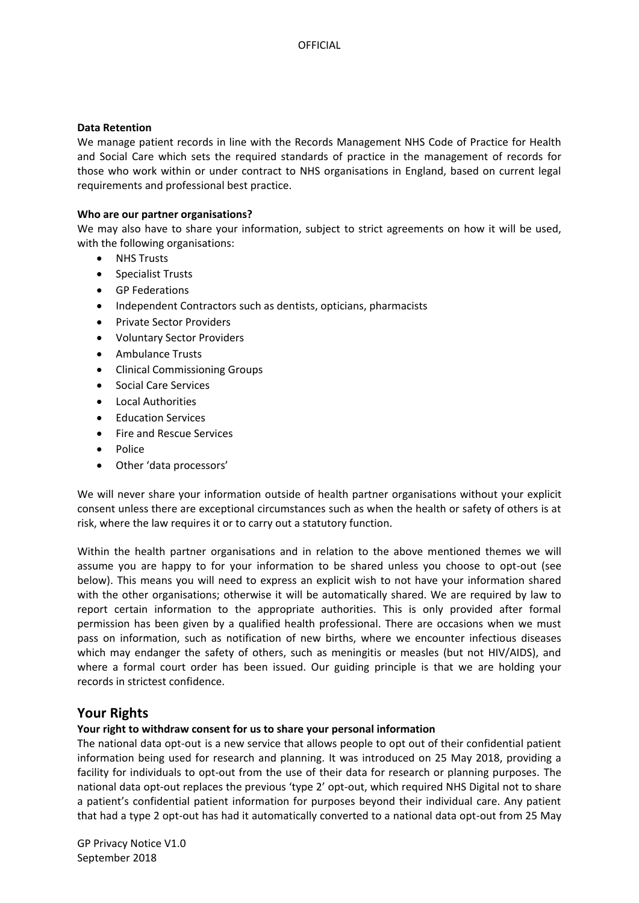**Data Retention**

We manage patient records in line with the Records Management NHS Code of Practice for Health and Social Care which sets the required standards of practice in the management of records for those who work within or under contract to NHS organisations in England, based on current legal requirements and professional best practice.

**Who are our partner organisations?**

We may also have to share your information, subject to strict agreements on how it will be used, with the following organisations:

- NHS Trusts
- Specialist Trusts
- GP Federations
- Independent Contractors such as dentists, opticians, pharmacists
- Private Sector Providers
- Voluntary Sector Providers
- Ambulance Trusts
- Clinical Commissioning Groups
- Social Care Services
- Local Authorities
- Education Services
- Fire and Rescue Services
- Police
- Other 'data processors'

We will never share your information outside of health partner organisations without your explicit consent unless there are exceptional circumstances such as when the health or safety of others is at risk, where the law requires it or to carry out a statutory function.

Within the health partner organisations and in relation to the above mentioned themes we will assume you are happy to for your information to be shared unless you choose to opt-out (see below). This means you will need to express an explicit wish to not have your information shared with the other organisations; otherwise it will be automatically shared. We are required by law to report certain information to the appropriate authorities. This is only provided after formal permission has been given by a qualified health professional. There are occasions when we must pass on information, such as notification of new births, where we encounter infectious diseases which may endanger the safety of others, such as meningitis or measles (but not HIV/AIDS), and where a formal court order has been issued. Our guiding principle is that we are holding your records in strictest confidence.

## Your Rights

**Your right to withdraw consent for us to share your personal information**

The national data opt-out is a new service that allows people to opt out of their confidential patient information being used for research and planning. It was introduced on 25 May 2018, providing a facility for individuals to opt-out from the use of their data for research or planning purposes. The national data opt-out replaces the previous 'type 2' opt-out, which required NHS Digital not to share a patient's confidential patient information for purposes beyond their individual care. Any patient that had a type 2 opt-out has had it automatically converted to a national data opt-out from 25 May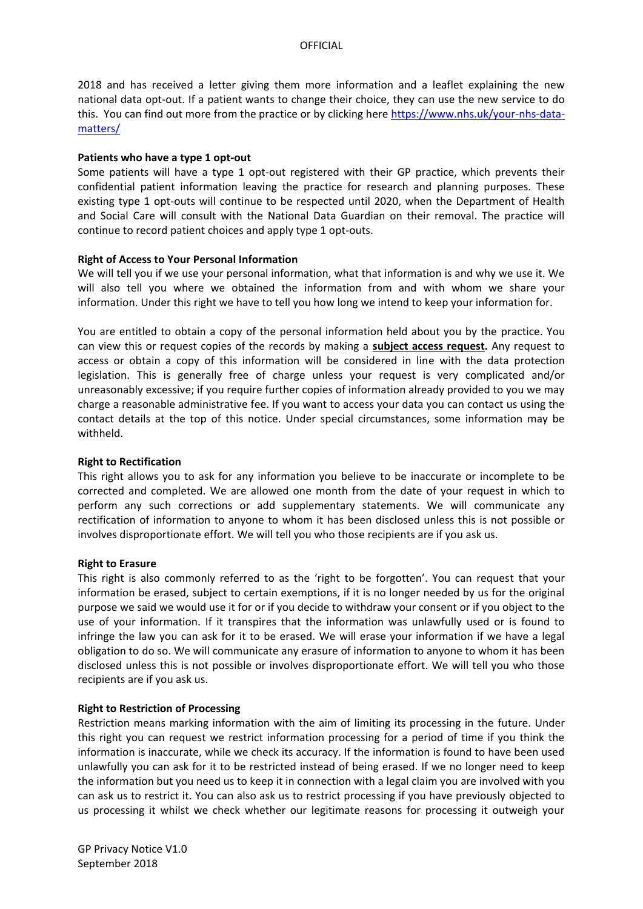2018 and has received a letter giving them more information and a leaflet explaining the new national data opt-out. If a patient wants to change their choice, they can use the new service to do this. You can find out more from the practice or by clicking here [https://www.nhs.uk/your-nhs-data-matters/](https://www.nhs.uk/your-nhs-data-matters/)

**Patients who have a type 1 opt-out**

Some patients will have a type 1 opt-out registered with their GP practice, which prevents their confidential patient information leaving the practice for research and planning purposes. These existing type 1 opt-outs will continue to be respected until 2020, when the Department of Health and Social Care will consult with the National Data Guardian on their removal. The practice will continue to record patient choices and apply type 1 opt-outs.

**Right of Access to Your Personal Information**

We will tell you if we use your personal information, what that information is and why we use it. We will also tell you where we obtained the information from and with whom we share your information. Under this right we have to tell you how long we intend to keep your information for.

You are entitled to obtain a copy of the personal information held about you by the practice. You can view this or request copies of the records by making a **subject access request.** Any request to access or obtain a copy of this information will be considered in line with the data protection legislation. This is generally free of charge unless your request is very complicated and/or unreasonably excessive; if you require further copies of information already provided to you we may charge a reasonable administrative fee. If you want to access your data you can contact us using the contact details at the top of this notice. Under special circumstances, some information may be withheld.

**Right to Rectification**

This right allows you to ask for any information you believe to be inaccurate or incomplete to be corrected and completed. We are allowed one month from the date of your request in which to perform any such corrections or add supplementary statements. We will communicate any rectification of information to anyone to whom it has been disclosed unless this is not possible or involves disproportionate effort. We will tell you who those recipients are if you ask us.

**Right to Erasure**

This right is also commonly referred to as the 'right to be forgotten'. You can request that your information be erased, subject to certain exemptions, if it is no longer needed by us for the original purpose we said we would use it for or if you decide to withdraw your consent or if you object to the use of your information. If it transpires that the information was unlawfully used or is found to infringe the law you can ask for it to be erased. We will erase your information if we have a legal obligation to do so. We will communicate any erasure of information to anyone to whom it has been disclosed unless this is not possible or involves disproportionate effort. We will tell you who those recipients are if you ask us.

**Right to Restriction of Processing**

Restriction means marking information with the aim of limiting its processing in the future. Under this right you can request we restrict information processing for a period of time if you think the information is inaccurate, while we check its accuracy. If the information is found to have been used unlawfully you can ask for it to be restricted instead of being erased. If we no longer need to keep the information but you need us to keep it in connection with a legal claim you are involved with you can ask us to restrict it. You can also ask us to restrict processing if you have previously objected to us processing it whilst we check whether our legitimate reasons for processing it outweigh your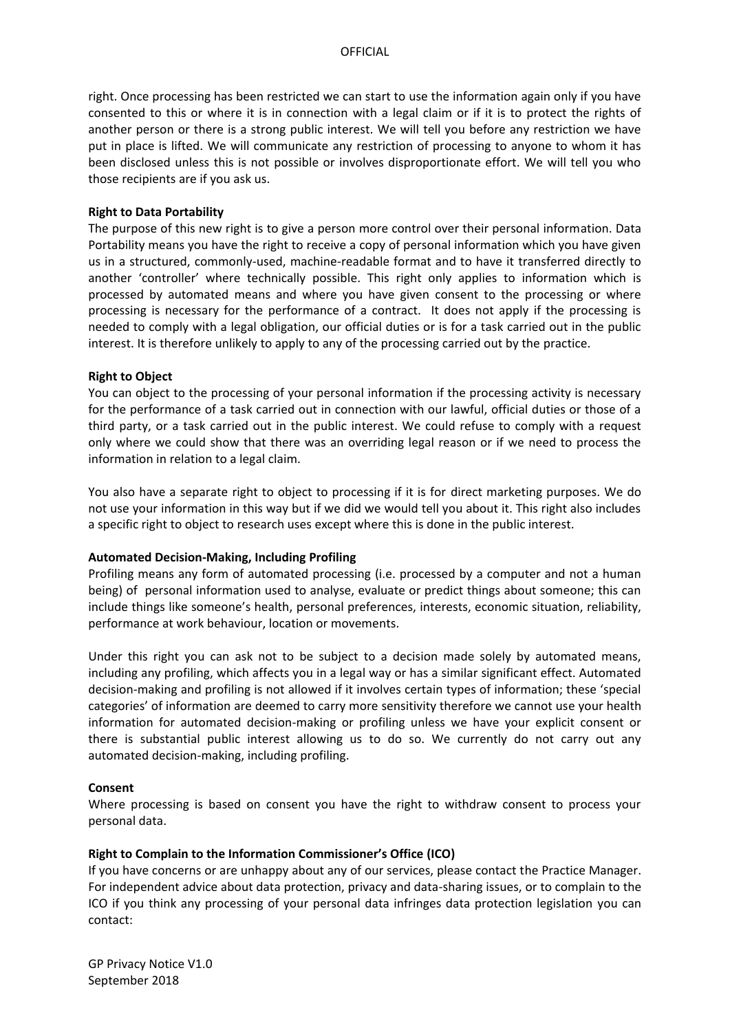right. Once processing has been restricted we can start to use the information again only if you have consented to this or where it is in connection with a legal claim or if it is to protect the rights of another person or there is a strong public interest. We will tell you before any restriction we have put in place is lifted. We will communicate any restriction of processing to anyone to whom it has been disclosed unless this is not possible or involves disproportionate effort. We will tell you who those recipients are if you ask us.

**Right to Data Portability**
The purpose of this new right is to give a person more control over their personal information. Data Portability means you have the right to receive a copy of personal information which you have given us in a structured, commonly-used, machine-readable format and to have it transferred directly to another 'controller' where technically possible. This right only applies to information which is processed by automated means and where you have given consent to the processing or where processing is necessary for the performance of a contract. It does not apply if the processing is needed to comply with a legal obligation, our official duties or is for a task carried out in the public interest. It is therefore unlikely to apply to any of the processing carried out by the practice.

**Right to Object**
You can object to the processing of your personal information if the processing activity is necessary for the performance of a task carried out in connection with our lawful, official duties or those of a third party, or a task carried out in the public interest. We could refuse to comply with a request only where we could show that there was an overriding legal reason or if we need to process the information in relation to a legal claim.

You also have a separate right to object to processing if it is for direct marketing purposes. We do not use your information in this way but if we did we would tell you about it. This right also includes a specific right to object to research uses except where this is done in the public interest.

**Automated Decision-Making, Including Profiling**
Profiling means any form of automated processing (i.e. processed by a computer and not a human being) of personal information used to analyse, evaluate or predict things about someone; this can include things like someone's health, personal preferences, interests, economic situation, reliability, performance at work behaviour, location or movements.

Under this right you can ask not to be subject to a decision made solely by automated means, including any profiling, which affects you in a legal way or has a similar significant effect. Automated decision-making and profiling is not allowed if it involves certain types of information; these 'special categories' of information are deemed to carry more sensitivity therefore we cannot use your health information for automated decision-making or profiling unless we have your explicit consent or there is substantial public interest allowing us to do so. We currently do not carry out any automated decision-making, including profiling.

**Consent**
Where processing is based on consent you have the right to withdraw consent to process your personal data.

**Right to Complain to the Information Commissioner's Office (ICO)**
If you have concerns or are unhappy about any of our services, please contact the Practice Manager. For independent advice about data protection, privacy and data-sharing issues, or to complain to the ICO if you think any processing of your personal data infringes data protection legislation you can contact: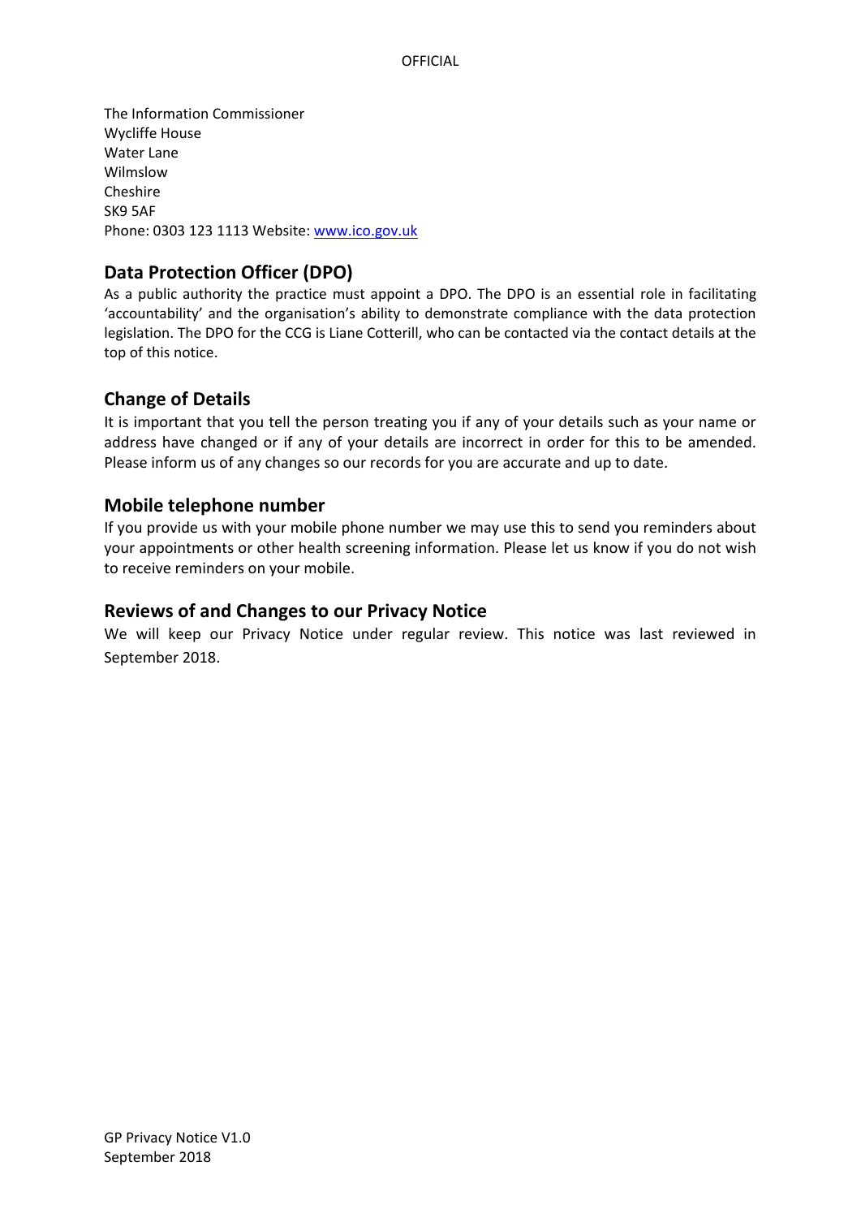The Information Commissioner
Wycliffe House
Water Lane
Wilmslow
Cheshire
SK9 5AF
Phone: 0303 123 1113 Website: [www.ico.gov.uk](http://www.ico.gov.uk)

## Data Protection Officer (DPO)

As a public authority the practice must appoint a DPO. The DPO is an essential role in facilitating 'accountability' and the organisation's ability to demonstrate compliance with the data protection legislation. The DPO for the CCG is Liane Cotterill, who can be contacted via the contact details at the top of this notice.

## Change of Details

It is important that you tell the person treating you if any of your details such as your name or address have changed or if any of your details are incorrect in order for this to be amended. Please inform us of any changes so our records for you are accurate and up to date.

## Mobile telephone number

If you provide us with your mobile phone number we may use this to send you reminders about your appointments or other health screening information. Please let us know if you do not wish to receive reminders on your mobile.

## Reviews of and Changes to our Privacy Notice

We will keep our Privacy Notice under regular review. This notice was last reviewed in September 2018.